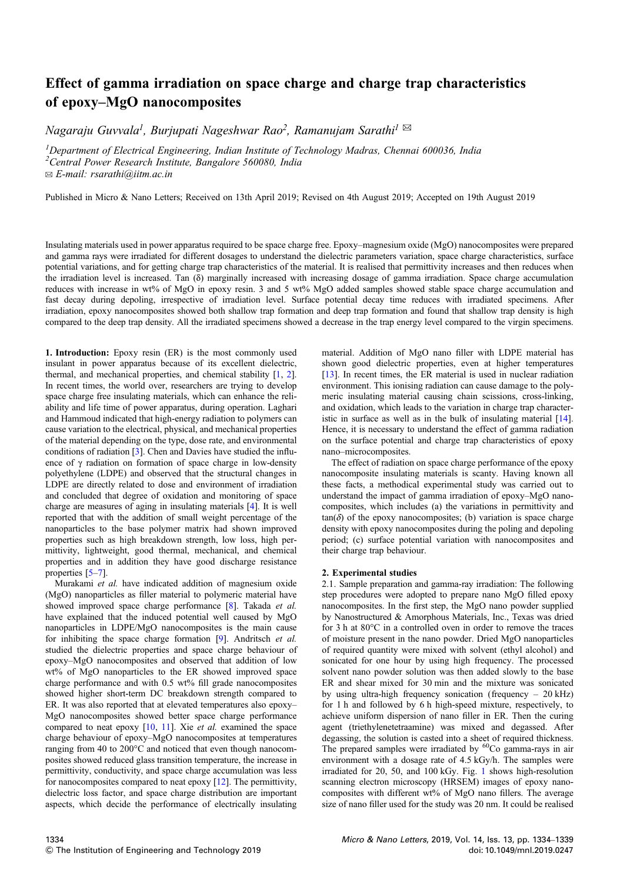# Effect of gamma irradiation on space charge and charge trap characteristics of epoxy–MgO nanocomposites

*Nagaraju Guvvala[1], Burjupati Nageshwar Rao[2], Ramanujam Sarathi[1]* ✉

[1]*Department of Electrical Engineering, Indian Institute of Technology Madras, Chennai 600036, India*
[2]*Central Power Research Institute, Bangalore 560080, India*
✉ *E-mail: rsarathi@iitm.ac.in*

Published in Micro & Nano Letters; Received on 13th April 2019; Revised on 4th August 2019; Accepted on 19th August 2019

Insulating materials used in power apparatus required to be space charge free. Epoxy–magnesium oxide (MgO) nanocomposites were prepared and gamma rays were irradiated for different dosages to understand the dielectric parameters variation, space charge characteristics, surface potential variations, and for getting charge trap characteristics of the material. It is realised that permittivity increases and then reduces when the irradiation level is increased. Tan (δ) marginally increased with increasing dosage of gamma irradiation. Space charge accumulation reduces with increase in wt% of MgO in epoxy resin. 3 and 5 wt% MgO added samples showed stable space charge accumulation and fast decay during depoling, irrespective of irradiation level. Surface potential decay time reduces with irradiated specimens. After irradiation, epoxy nanocomposites showed both shallow trap formation and deep trap formation and found that shallow trap density is high compared to the deep trap density. All the irradiated specimens showed a decrease in the trap energy level compared to the virgin specimens.

**1. Introduction:** Epoxy resin (ER) is the most commonly used insulant in power apparatus because of its excellent dielectric, thermal, and mechanical properties, and chemical stability [1, 2]. In recent times, the world over, researchers are trying to develop space charge free insulating materials, which can enhance the reliability and life time of power apparatus, during operation. Laghari and Hammoud indicated that high-energy radiation to polymers can cause variation to the electrical, physical, and mechanical properties of the material depending on the type, dose rate, and environmental conditions of radiation [3]. Chen and Davies have studied the influence of γ radiation on formation of space charge in low-density polyethylene (LDPE) and observed that the structural changes in LDPE are directly related to dose and environment of irradiation and concluded that degree of oxidation and monitoring of space charge are measures of aging in insulating materials [4]. It is well reported that with the addition of small weight percentage of the nanoparticles to the base polymer matrix had shown improved properties such as high breakdown strength, low loss, high permittivity, lightweight, good thermal, mechanical, and chemical properties and in addition they have good discharge resistance properties [5–7].

Murakami *et al.* have indicated addition of magnesium oxide (MgO) nanoparticles as filler material to polymeric material have showed improved space charge performance [8]. Takada *et al.* have explained that the induced potential well caused by MgO nanoparticles in LDPE/MgO nanocomposites is the main cause for inhibiting the space charge formation [9]. Andritsch *et al.* studied the dielectric properties and space charge behaviour of epoxy–MgO nanocomposites and observed that addition of low wt% of MgO nanoparticles to the ER showed improved space charge performance and with 0.5 wt% fill grade nanocomposites showed higher short-term DC breakdown strength compared to ER. It was also reported that at elevated temperatures also epoxy–MgO nanocomposites showed better space charge performance compared to neat epoxy [10, 11]. Xie *et al.* examined the space charge behaviour of epoxy–MgO nanocomposites at temperatures ranging from 40 to 200°C and noticed that even though nanocomposites showed reduced glass transition temperature, the increase in permittivity, conductivity, and space charge accumulation was less for nanocomposites compared to neat epoxy [12]. The permittivity, dielectric loss factor, and space charge distribution are important aspects, which decide the performance of electrically insulating material. Addition of MgO nano filler with LDPE material has shown good dielectric properties, even at higher temperatures [13]. In recent times, the ER material is used in nuclear radiation environment. This ionising radiation can cause damage to the polymeric insulating material causing chain scissions, cross-linking, and oxidation, which leads to the variation in charge trap characteristic in surface as well as in the bulk of insulating material [14]. Hence, it is necessary to understand the effect of gamma radiation on the surface potential and charge trap characteristics of epoxy nano–microcomposites.

The effect of radiation on space charge performance of the epoxy nanocomposite insulating materials is scanty. Having known all these facts, a methodical experimental study was carried out to understand the impact of gamma irradiation of epoxy–MgO nanocomposites, which includes (a) the variations in permittivity and tan(δ) of the epoxy nanocomposites; (b) variation is space charge density with epoxy nanocomposites during the poling and depoling period; (c) surface potential variation with nanocomposites and their charge trap behaviour.

**2. Experimental studies**

2.1. Sample preparation and gamma-ray irradiation: The following step procedures were adopted to prepare nano MgO filled epoxy nanocomposites. In the first step, the MgO nano powder supplied by Nanostructured & Amorphous Materials, Inc., Texas was dried for 3 h at 80°C in a controlled oven in order to remove the traces of moisture present in the nano powder. Dried MgO nanoparticles of required quantity were mixed with solvent (ethyl alcohol) and sonicated for one hour by using high frequency. The processed solvent nano powder solution was then added slowly to the base ER and shear mixed for 30 min and the mixture was sonicated by using ultra-high frequency sonication (frequency – 20 kHz) for 1 h and followed by 6 h high-speed mixture, respectively, to achieve uniform dispersion of nano filler in ER. Then the curing agent (triethylenetetraamine) was mixed and degassed. After degassing, the solution is casted into a sheet of required thickness. The prepared samples were irradiated by $^{60}$Co gamma-rays in air environment with a dosage rate of 4.5 kGy/h. The samples were irradiated for 20, 50, and 100 kGy. Fig. 1 shows high-resolution scanning electron microscopy (HRSEM) images of epoxy nanocomposites with different wt% of MgO nano fillers. The average size of nano filler used for the study was 20 nm. It could be realised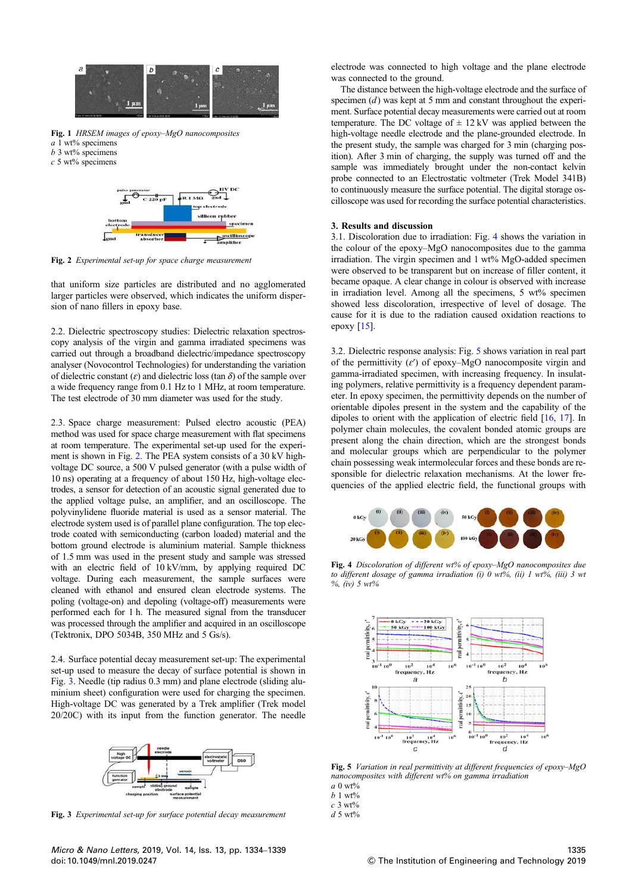**Fig. 1** *HRSEM images of epoxy–MgO nanocomposites*
*a* 1 wt% specimens
*b* 3 wt% specimens
*c* 5 wt% specimens

**Fig. 2** *Experimental set-up for space charge measurement*

that uniform size particles are distributed and no agglomerated larger particles were observed, which indicates the uniform dispersion of nano fillers in epoxy base.

2.2. Dielectric spectroscopy studies: Dielectric relaxation spectroscopy analysis of the virgin and gamma irradiated specimens was carried out through a broadband dielectric/impedance spectroscopy analyser (Novocontrol Technologies) for understanding the variation of dielectric constant ($\varepsilon$) and dielectric loss (tan $\delta$) of the sample over a wide frequency range from 0.1 Hz to 1 MHz, at room temperature. The test electrode of 30 mm diameter was used for the study.

2.3. Space charge measurement: Pulsed electro acoustic (PEA) method was used for space charge measurement with flat specimens at room temperature. The experimental set-up used for the experiment is shown in Fig. 2. The PEA system consists of a 30 kV high-voltage DC source, a 500 V pulsed generator (with a pulse width of 10 ns) operating at a frequency of about 150 Hz, high-voltage electrodes, a sensor for detection of an acoustic signal generated due to the applied voltage pulse, an amplifier, and an oscilloscope. The polyvinylidene fluoride material is used as a sensor material. The electrode system used is of parallel plane configuration. The top electrode coated with semiconducting (carbon loaded) material and the bottom ground electrode is aluminium material. Sample thickness of 1.5 mm was used in the present study and sample was stressed with an electric field of 10 kV/mm, by applying required DC voltage. During each measurement, the sample surfaces were cleaned with ethanol and ensured clean electrode systems. The poling (voltage-on) and depoling (voltage-off) measurements were performed each for 1 h. The measured signal from the transducer was processed through the amplifier and acquired in an oscilloscope (Tektronix, DPO 5034B, 350 MHz and 5 Gs/s).

2.4. Surface potential decay measurement set-up: The experimental set-up used to measure the decay of surface potential is shown in Fig. 3. Needle (tip radius 0.3 mm) and plane electrode (sliding aluminium sheet) configuration were used for charging the specimen. High-voltage DC was generated by a Trek amplifier (Trek model 20/20C) with its input from the function generator. The needle electrode was connected to high voltage and the plane electrode was connected to the ground.

**Fig. 3** *Experimental set-up for surface potential decay measurement*

The distance between the high-voltage electrode and the surface of specimen ($d$) was kept at 5 mm and constant throughout the experiment. Surface potential decay measurements were carried out at room temperature. The DC voltage of ± 12 kV was applied between the high-voltage needle electrode and the plane-grounded electrode. In the present study, the sample was charged for 3 min (charging position). After 3 min of charging, the supply was turned off and the sample was immediately brought under the non-contact kelvin probe connected to an Electrostatic voltmeter (Trek Model 341B) to continuously measure the surface potential. The digital storage oscilloscope was used for recording the surface potential characteristics.

## 3. Results and discussion

3.1. Discoloration due to irradiation: Fig. 4 shows the variation in the colour of the epoxy–MgO nanocomposites due to the gamma irradiation. The virgin specimen and 1 wt% MgO-added specimen were observed to be transparent but on increase of filler content, it became opaque. A clear change in colour is observed with increase in irradiation level. Among all the specimens, 5 wt% specimen showed less discoloration, irrespective of level of dosage. The cause for it is due to the radiation caused oxidation reactions to epoxy [15].

3.2. Dielectric response analysis: Fig. 5 shows variation in real part of the permittivity ($\varepsilon'$) of epoxy–MgO nanocomposite virgin and gamma-irradiated specimen, with increasing frequency. In insulating polymers, relative permittivity is a frequency dependent parameter. In epoxy specimen, the permittivity depends on the number of orientable dipoles present in the system and the capability of the dipoles to orient with the application of electric field [16, 17]. In polymer chain molecules, the covalent bonded atomic groups are present along the chain direction, which are the strongest bonds and molecular groups which are perpendicular to the polymer chain possessing weak intermolecular forces and these bonds are responsible for dielectric relaxation mechanisms. At the lower frequencies of the applied electric field, the functional groups with

**Fig. 4** *Discoloration of different wt% of epoxy–MgO nanocomposites due to different dosage of gamma irradiation (i) 0 wt%, (ii) 1 wt%, (iii) 3 wt %, (iv) 5 wt%*

**Fig. 5** *Variation in real permittivity at different frequencies of epoxy–MgO nanocomposites with different wt% on gamma irradiation*
*a* 0 wt%
*b* 1 wt%
*c* 3 wt%
*d* 5 wt%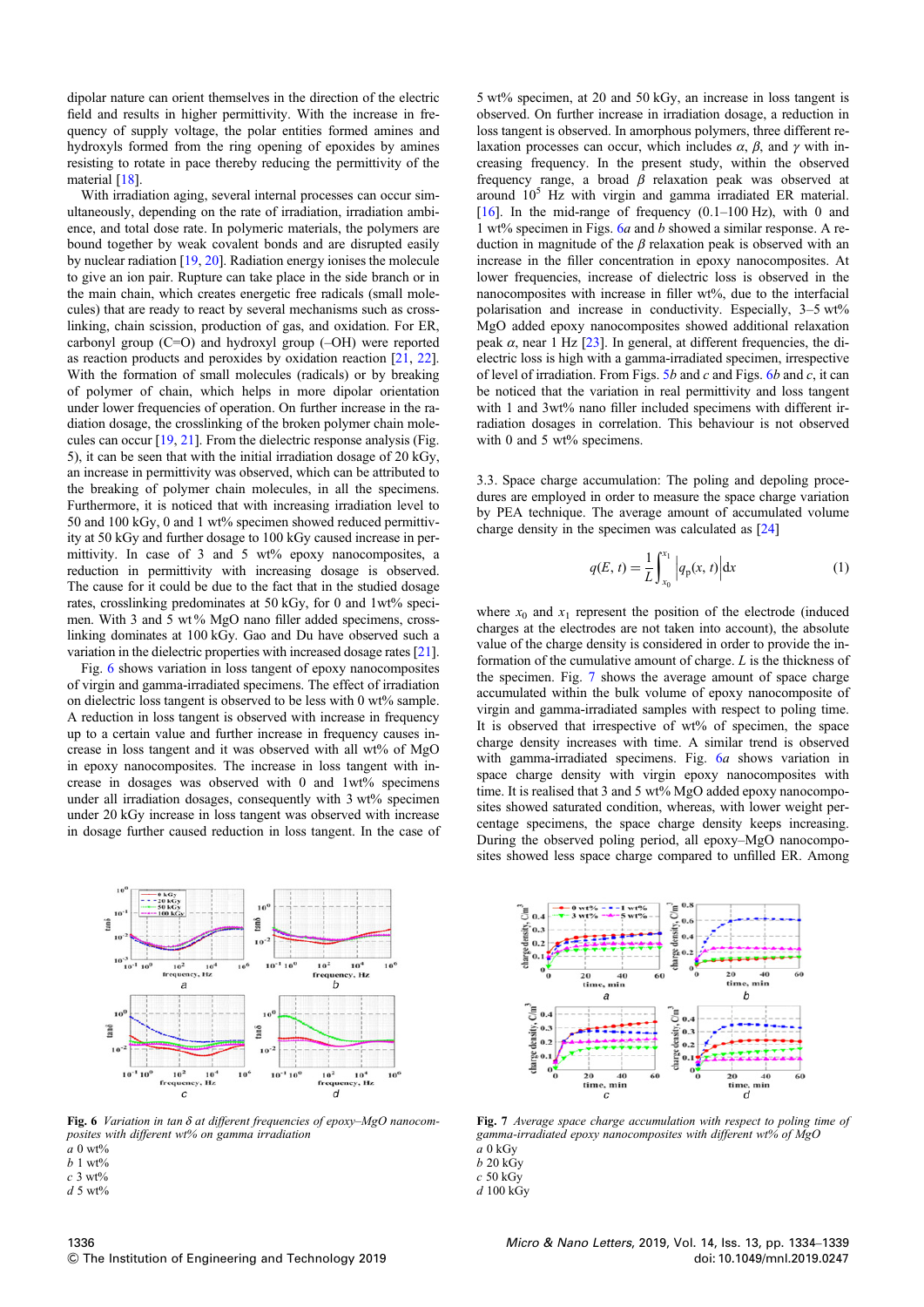dipolar nature can orient themselves in the direction of the electric field and results in higher permittivity. With the increase in frequency of supply voltage, the polar entities formed amines and hydroxyls formed from the ring opening of epoxides by amines resisting to rotate in pace thereby reducing the permittivity of the material [18].

With irradiation aging, several internal processes can occur simultaneously, depending on the rate of irradiation, irradiation ambience, and total dose rate. In polymeric materials, the polymers are bound together by weak covalent bonds and are disrupted easily by nuclear radiation [19, 20]. Radiation energy ionises the molecule to give an ion pair. Rupture can take place in the side branch or in the main chain, which creates energetic free radicals (small molecules) that are ready to react by several mechanisms such as crosslinking, chain scission, production of gas, and oxidation. For ER, carbonyl group (C=O) and hydroxyl group (–OH) were reported as reaction products and peroxides by oxidation reaction [21, 22]. With the formation of small molecules (radicals) or by breaking of polymer of chain, which helps in more dipolar orientation under lower frequencies of operation. On further increase in the radiation dosage, the crosslinking of the broken polymer chain molecules can occur [19, 21]. From the dielectric response analysis (Fig. 5), it can be seen that with the initial irradiation dosage of 20 kGy, an increase in permittivity was observed, which can be attributed to the breaking of polymer chain molecules, in all the specimens. Furthermore, it is noticed that with increasing irradiation level to 50 and 100 kGy, 0 and 1 wt% specimen showed reduced permittivity at 50 kGy and further dosage to 100 kGy caused increase in permittivity. In case of 3 and 5 wt% epoxy nanocomposites, a reduction in permittivity with increasing dosage is observed. The cause for it could be due to the fact that in the studied dosage rates, crosslinking predominates at 50 kGy, for 0 and 1wt% specimen. With 3 and 5 wt% MgO nano filler added specimens, crosslinking dominates at 100 kGy. Gao and Du have observed such a variation in the dielectric properties with increased dosage rates [21].

Fig. 6 shows variation in loss tangent of epoxy nanocomposites of virgin and gamma-irradiated specimens. The effect of irradiation on dielectric loss tangent is observed to be less with 0 wt% sample. A reduction in loss tangent is observed with increase in frequency up to a certain value and further increase in frequency causes increase in loss tangent and it was observed with all wt% of MgO in epoxy nanocomposites. The increase in loss tangent with increase in dosages was observed with 0 and 1wt% specimens under all irradiation dosages, consequently with 3 wt% specimen under 20 kGy increase in loss tangent was observed with increase in dosage further caused reduction in loss tangent. In the case of 5 wt% specimen, at 20 and 50 kGy, an increase in loss tangent is observed. On further increase in irradiation dosage, a reduction in loss tangent is observed. In amorphous polymers, three different relaxation processes can occur, which includes $\alpha$, $\beta$, and $\gamma$ with increasing frequency. In the present study, within the observed frequency range, a broad $\beta$ relaxation peak was observed at around $10^5$ Hz with virgin and gamma irradiated ER material. [16]. In the mid-range of frequency (0.1–100 Hz), with 0 and 1 wt% specimen in Figs. 6a and b showed a similar response. A reduction in magnitude of the $\beta$ relaxation peak is observed with an increase in the filler concentration in epoxy nanocomposites. At lower frequencies, increase of dielectric loss is observed in the nanocomposites with increase in filler wt%, due to the interfacial polarisation and increase in conductivity. Especially, 3–5 wt% MgO added epoxy nanocomposites showed additional relaxation peak $\alpha$, near 1 Hz [23]. In general, at different frequencies, the dielectric loss is high with a gamma-irradiated specimen, irrespective of level of irradiation. From Figs. 5b and c and Figs. 6b and c, it can be noticed that the variation in real permittivity and loss tangent with 1 and 3wt% nano filler included specimens with different irradiation dosages in correlation. This behaviour is not observed with 0 and 5 wt% specimens.

3.3. Space charge accumulation: The poling and depoling procedures are employed in order to measure the space charge variation by PEA technique. The average amount of accumulated volume charge density in the specimen was calculated as [24]

$$q(E,\, t) = \frac{1}{L}\int_{x_0}^{x_1} \left| q_p(x,\, t) \right| \mathrm{d}x \tag{1}$$

where $x_0$ and $x_1$ represent the position of the electrode (induced charges at the electrodes are not taken into account), the absolute value of the charge density is considered in order to provide the information of the cumulative amount of charge. $L$ is the thickness of the specimen. Fig. 7 shows the average amount of space charge accumulated within the bulk volume of epoxy nanocomposite of virgin and gamma-irradiated samples with respect to poling time. It is observed that irrespective of wt% of specimen, the space charge density increases with time. A similar trend is observed with gamma-irradiated specimens. Fig. 6a shows variation in space charge density with virgin epoxy nanocomposites with time. It is realised that 3 and 5 wt% MgO added epoxy nanocomposites showed saturated condition, whereas, with lower weight percentage specimens, the space charge density keeps increasing. During the observed poling period, all epoxy–MgO nanocomposites showed less space charge compared to unfilled ER. Among

**Fig. 6** *Variation in tan δ at different frequencies of epoxy–MgO nanocomposites with different wt% on gamma irradiation*
*a* 0 wt%
*b* 1 wt%
*c* 3 wt%
*d* 5 wt%

**Fig. 7** *Average space charge accumulation with respect to poling time of gamma-irradiated epoxy nanocomposites with different wt% of MgO*
*a* 0 kGy
*b* 20 kGy
*c* 50 kGy
*d* 100 kGy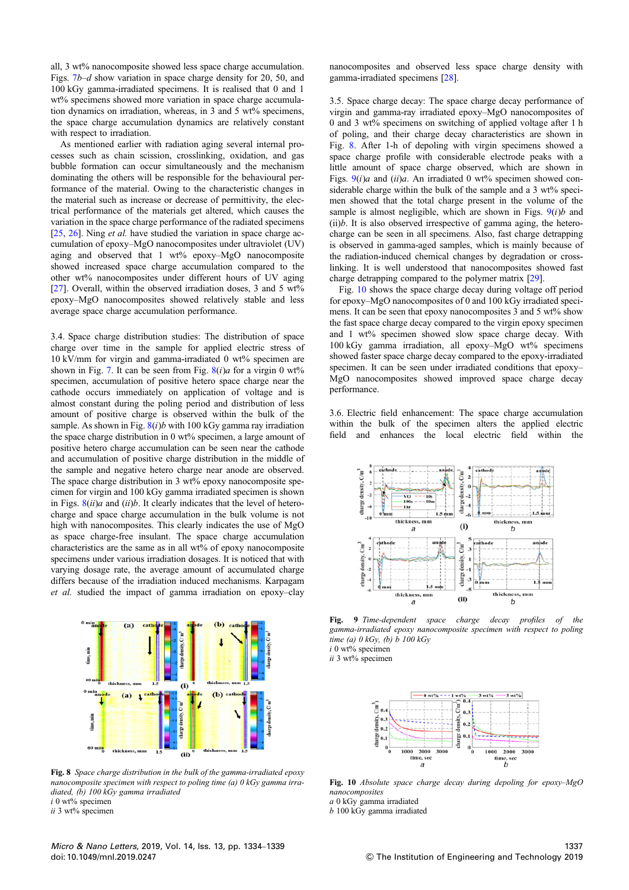all, 3 wt% nanocomposite showed less space charge accumulation. Figs. 7*b*–*d* show variation in space charge density for 20, 50, and 100 kGy gamma-irradiated specimens. It is realised that 0 and 1 wt% specimens showed more variation in space charge accumulation dynamics on irradiation, whereas, in 3 and 5 wt% specimens, the space charge accumulation dynamics are relatively constant with respect to irradiation.

As mentioned earlier with radiation aging several internal processes such as chain scission, crosslinking, oxidation, and gas bubble formation can occur simultaneously and the mechanism dominating the others will be responsible for the behavioural performance of the material. Owing to the characteristic changes in the material such as increase or decrease of permittivity, the electrical performance of the materials get altered, which causes the variation in the space charge performance of the radiated specimens [25, 26]. Ning *et al.* have studied the variation in space charge accumulation of epoxy–MgO nanocomposites under ultraviolet (UV) aging and observed that 1 wt% epoxy–MgO nanocomposite showed increased space charge accumulation compared to the other wt% nanocomposites under different hours of UV aging [27]. Overall, within the observed irradiation doses, 3 and 5 wt% epoxy–MgO nanocomposites showed relatively stable and less average space charge accumulation performance.

3.4. Space charge distribution studies: The distribution of space charge over time in the sample for applied electric stress of 10 kV/mm for virgin and gamma-irradiated 0 wt% specimen are shown in Fig. 7. It can be seen from Fig. 8(*i*)*a* for a virgin 0 wt% specimen, accumulation of positive hetero space charge near the cathode occurs immediately on application of voltage and is almost constant during the poling period and distribution of less amount of positive charge is observed within the bulk of the sample. As shown in Fig. 8(*i*)*b* with 100 kGy gamma ray irradiation the space charge distribution in 0 wt% specimen, a large amount of positive hetero charge accumulation can be seen near the cathode and accumulation of positive charge distribution in the middle of the sample and negative hetero charge near anode are observed. The space charge distribution in 3 wt% epoxy nanocomposite specimen for virgin and 100 kGy gamma irradiated specimen is shown in Figs. 8(*ii*)*a* and (*ii*)*b*. It clearly indicates that the level of hetero-charge and space charge accumulation in the bulk volume is not high with nanocomposites. This clearly indicates the use of MgO as space charge-free insulant. The space charge accumulation characteristics are the same as in all wt% of epoxy nanocomposite specimens under various irradiation dosages. It is noticed that with varying dosage rate, the average amount of accumulated charge differs because of the irradiation induced mechanisms. Karpagam *et al.* studied the impact of gamma irradiation on epoxy–clay nanocomposites and observed less space charge density with gamma-irradiated specimens [28].

**Fig. 8** *Space charge distribution in the bulk of the gamma-irradiated epoxy nanocomposite specimen with respect to poling time (a) 0 kGy gamma irradiated, (b) 100 kGy gamma irradiated*
*i* 0 wt% specimen
*ii* 3 wt% specimen

3.5. Space charge decay: The space charge decay performance of virgin and gamma-ray irradiated epoxy–MgO nanocomposites of 0 and 3 wt% specimens on switching of applied voltage after 1 h of poling, and their charge decay characteristics are shown in Fig. 8. After 1-h of depoling with virgin specimens showed a space charge profile with considerable electrode peaks with a little amount of space charge observed, which are shown in Figs. 9(*i*)*a* and (*ii*)*a*. An irradiated 0 wt% specimen showed considerable charge within the bulk of the sample and a 3 wt% specimen showed that the total charge present in the volume of the sample is almost negligible, which are shown in Figs. 9(*i*)*b* and (ii)*b*. It is also observed irrespective of gamma aging, the hetero-charge can be seen in all specimens. Also, fast charge detrapping is observed in gamma-aged samples, which is mainly because of the radiation-induced chemical changes by degradation or cross-linking. It is well understood that nanocomposites showed fast charge detrapping compared to the polymer matrix [29].

Fig. 10 shows the space charge decay during voltage off period for epoxy–MgO nanocomposites of 0 and 100 kGy irradiated specimens. It can be seen that epoxy nanocomposites 3 and 5 wt% show the fast space charge decay compared to the virgin epoxy specimen and 1 wt% specimen showed slow space charge decay. With 100 kGy gamma irradiation, all epoxy–MgO wt% specimens showed faster space charge decay compared to the epoxy-irradiated specimen. It can be seen that under irradiated conditions that epoxy–MgO nanocomposites showed improved space charge decay performance.

3.6. Electric field enhancement: The space charge accumulation within the bulk of the specimen alters the applied electric field and enhances the local electric field within the

**Fig. 9** *Time-dependent space charge decay profiles of the gamma-irradiated epoxy nanocomposite specimen with respect to poling time (a) 0 kGy, (b) b 100 kGy*
*i* 0 wt% specimen
*ii* 3 wt% specimen

**Fig. 10** *Absolute space charge decay during depoling for epoxy–MgO nanocomposites*
*a* 0 kGy gamma irradiated
*b* 100 kGy gamma irradiated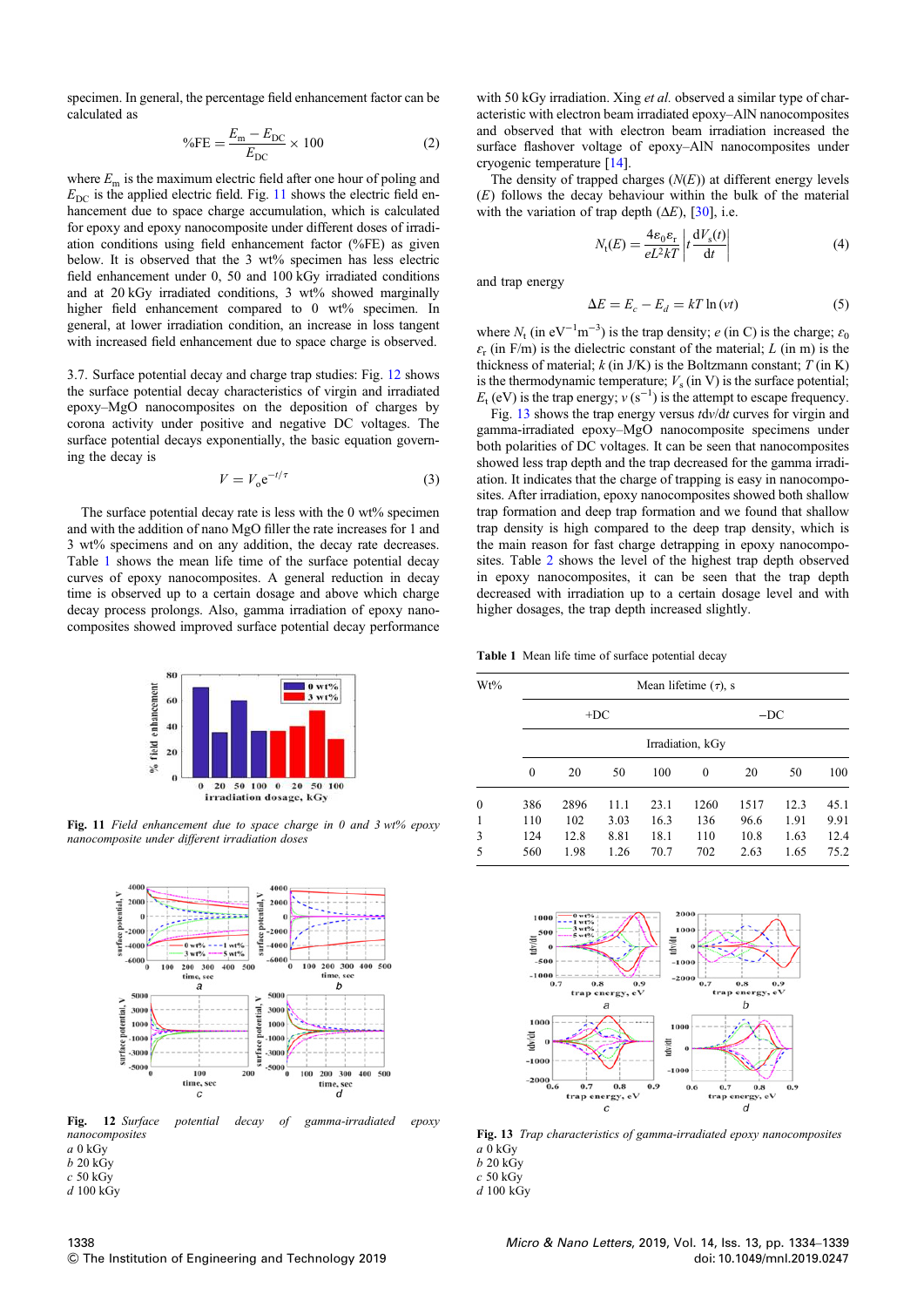specimen. In general, the percentage field enhancement factor can be calculated as

$$\%\mathrm{FE} = \frac{E_{\mathrm{m}} - E_{\mathrm{DC}}}{E_{\mathrm{DC}}} \times 100 \tag{2}$$

where $E_{\mathrm{m}}$ is the maximum electric field after one hour of poling and $E_{\mathrm{DC}}$ is the applied electric field. Fig. 11 shows the electric field enhancement due to space charge accumulation, which is calculated for epoxy and epoxy nanocomposite under different doses of irradiation conditions using field enhancement factor (%FE) as given below. It is observed that the 3 wt% specimen has less electric field enhancement under 0, 50 and 100 kGy irradiated conditions and at 20 kGy irradiated conditions, 3 wt% showed marginally higher field enhancement compared to 0 wt% specimen. In general, at lower irradiation condition, an increase in loss tangent with increased field enhancement due to space charge is observed.

Fig. 11 *Field enhancement due to space charge in 0 and 3 wt% epoxy nanocomposite under different irradiation doses*

3.7. Surface potential decay and charge trap studies: Fig. 12 shows the surface potential decay characteristics of virgin and irradiated epoxy–MgO nanocomposites on the deposition of charges by corona activity under positive and negative DC voltages. The surface potential decays exponentially, the basic equation governing the decay is

$$V = V_{\mathrm{o}} \mathrm{e}^{-t/\tau} \tag{3}$$

The surface potential decay rate is less with the 0 wt% specimen and with the addition of nano MgO filler the rate increases for 1 and 3 wt% specimens and on any addition, the decay rate decreases. Table 1 shows the mean life time of the surface potential decay curves of epoxy nanocomposites. A general reduction in decay time is observed up to a certain dosage and above which charge decay process prolongs. Also, gamma irradiation of epoxy nanocomposites showed improved surface potential decay performance with 50 kGy irradiation. Xing *et al.* observed a similar type of characteristic with electron beam irradiated epoxy–AlN nanocomposites and observed that with electron beam irradiation increased the surface flashover voltage of epoxy–AlN nanocomposites under cryogenic temperature [14].

Fig. 12 *Surface potential decay of gamma-irradiated epoxy nanocomposites*
*a* 0 kGy
*b* 20 kGy
*c* 50 kGy
*d* 100 kGy

The density of trapped charges ($N(E)$) at different energy levels ($E$) follows the decay behaviour within the bulk of the material with the variation of trap depth ($\Delta E$), [30], i.e.

$$N_{\mathrm{t}}(E) = \frac{4\varepsilon_0 \varepsilon_{\mathrm{r}}}{eL^2 kT} \left| t \frac{\mathrm{d}V_{\mathrm{s}}(t)}{\mathrm{d}t} \right| \tag{4}$$

and trap energy

$$\Delta E = E_c - E_d = kT \ln(\nu t) \tag{5}$$

where $N_{\mathrm{t}}$ (in $\mathrm{eV}^{-1}\mathrm{m}^{-3}$) is the trap density; $e$ (in C) is the charge; $\varepsilon_0$ $\varepsilon_{\mathrm{r}}$ (in F/m) is the dielectric constant of the material; $L$ (in m) is the thickness of material; $k$ (in J/K) is the Boltzmann constant; $T$ (in K) is the thermodynamic temperature; $V_{\mathrm{s}}$ (in V) is the surface potential; $E_{\mathrm{t}}$ (eV) is the trap energy; $\nu$ ($\mathrm{s}^{-1}$) is the attempt to escape frequency.

Fig. 13 shows the trap energy versus $t\mathrm{d}v/\mathrm{d}t$ curves for virgin and gamma-irradiated epoxy–MgO nanocomposite specimens under both polarities of DC voltages. It can be seen that nanocomposites showed less trap depth and the trap decreased for the gamma irradiation. It indicates that the charge of trapping is easy in nanocomposites. After irradiation, epoxy nanocomposites showed both shallow trap formation and deep trap formation and we found that shallow trap density is high compared to the deep trap density, which is the main reason for fast charge detrapping in epoxy nanocomposites. Table 2 shows the level of the highest trap depth observed in epoxy nanocomposites, it can be seen that the trap depth decreased with irradiation up to a certain dosage level and with higher dosages, the trap depth increased slightly.

**Table 1** Mean life time of surface potential decay

| Wt% | Mean lifetime ($\tau$), s | | | | | | | |
|---|---|---|---|---|---|---|---|---|
| | +DC | | | | −DC | | | |
| | Irradiation, kGy | | | | | | | |
| | 0 | 20 | 50 | 100 | 0 | 20 | 50 | 100 |
| 0 | 386 | 2896 | 11.1 | 23.1 | 1260 | 1517 | 12.3 | 45.1 |
| 1 | 110 | 102 | 3.03 | 16.3 | 136 | 96.6 | 1.91 | 9.91 |
| 3 | 124 | 12.8 | 8.81 | 18.1 | 110 | 10.8 | 1.63 | 12.4 |
| 5 | 560 | 1.98 | 1.26 | 70.7 | 702 | 2.63 | 1.65 | 75.2 |

Fig. 13 *Trap characteristics of gamma-irradiated epoxy nanocomposites*
*a* 0 kGy
*b* 20 kGy
*c* 50 kGy
*d* 100 kGy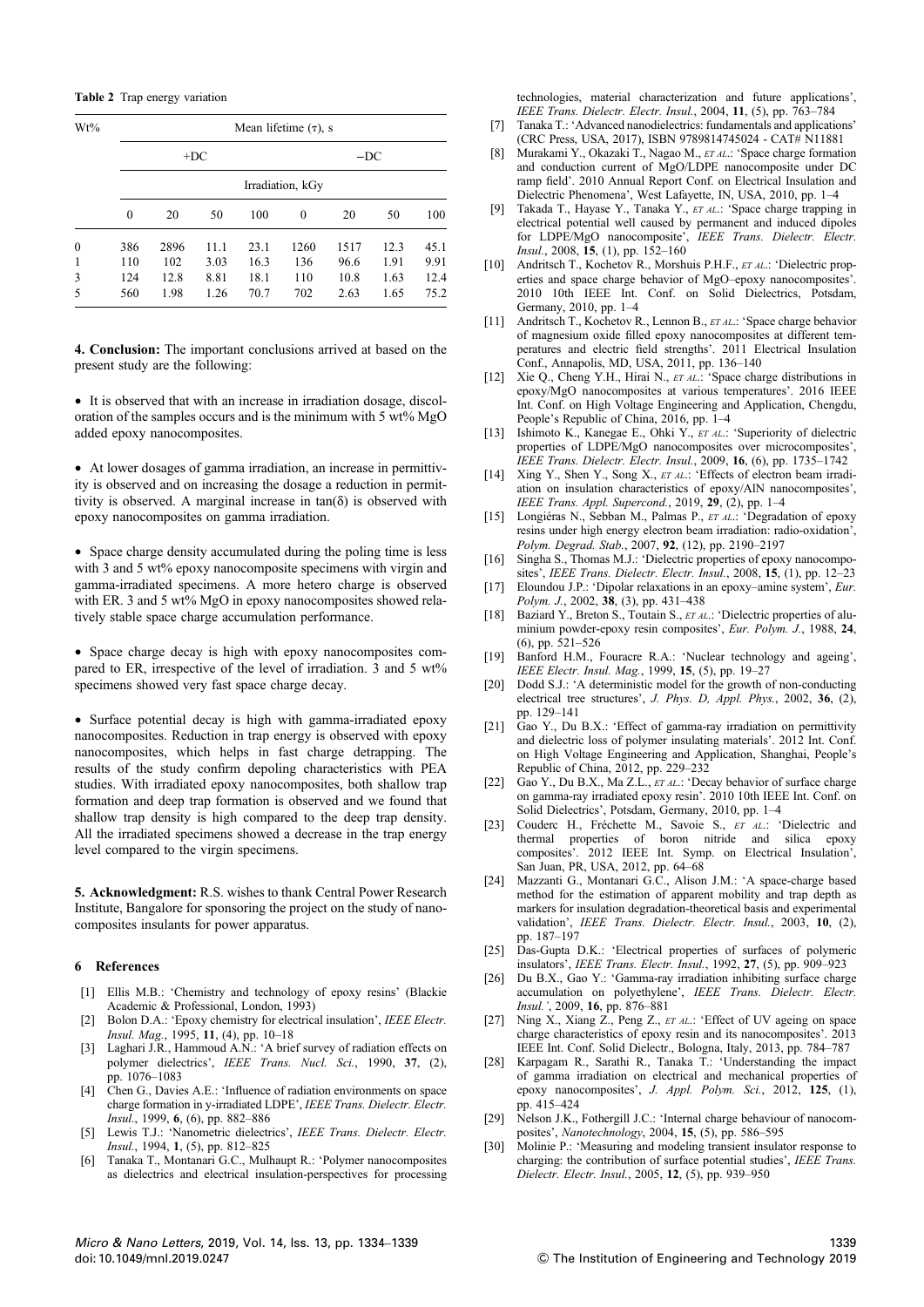**Table 2** Trap energy variation

| Wt% | Mean lifetime (τ), s | | | | | | | |
|---|---|---|---|---|---|---|---|---|
| | +DC | | | | −DC | | | |
| | Irradiation, kGy | | | | | | | |
| | 0 | 20 | 50 | 100 | 0 | 20 | 50 | 100 |
| 0 | 386 | 2896 | 11.1 | 23.1 | 1260 | 1517 | 12.3 | 45.1 |
| 1 | 110 | 102 | 3.03 | 16.3 | 136 | 96.6 | 1.91 | 9.91 |
| 3 | 124 | 12.8 | 8.81 | 18.1 | 110 | 10.8 | 1.63 | 12.4 |
| 5 | 560 | 1.98 | 1.26 | 70.7 | 702 | 2.63 | 1.65 | 75.2 |

**4. Conclusion:** The important conclusions arrived at based on the present study are the following:

- It is observed that with an increase in irradiation dosage, discoloration of the samples occurs and is the minimum with 5 wt% MgO added epoxy nanocomposites.

- At lower dosages of gamma irradiation, an increase in permittivity is observed and on increasing the dosage a reduction in permittivity is observed. A marginal increase in tan(δ) is observed with epoxy nanocomposites on gamma irradiation.

- Space charge density accumulated during the poling time is less with 3 and 5 wt% epoxy nanocomposite specimens with virgin and gamma-irradiated specimens. A more hetero charge is observed with ER. 3 and 5 wt% MgO in epoxy nanocomposites showed relatively stable space charge accumulation performance.

- Space charge decay is high with epoxy nanocomposites compared to ER, irrespective of the level of irradiation. 3 and 5 wt% specimens showed very fast space charge decay.

- Surface potential decay is high with gamma-irradiated epoxy nanocomposites. Reduction in trap energy is observed with epoxy nanocomposites, which helps in fast charge detrapping. The results of the study confirm depoling characteristics with PEA studies. With irradiated epoxy nanocomposites, both shallow trap formation and deep trap formation is observed and we found that shallow trap density is high compared to the deep trap density. All the irradiated specimens showed a decrease in the trap energy level compared to the virgin specimens.

**5. Acknowledgment:** R.S. wishes to thank Central Power Research Institute, Bangalore for sponsoring the project on the study of nanocomposites insulants for power apparatus.

## 6 References

[1] Ellis M.B.: 'Chemistry and technology of epoxy resins' (Blackie Academic & Professional, London, 1993)

[2] Bolon D.A.: 'Epoxy chemistry for electrical insulation', *IEEE Electr. Insul. Mag.*, 1995, **11**, (4), pp. 10–18

[3] Laghari J.R., Hammoud A.N.: 'A brief survey of radiation effects on polymer dielectrics', *IEEE Trans. Nucl. Sci.*, 1990, **37**, (2), pp. 1076–1083

[4] Chen G., Davies A.E.: 'Influence of radiation environments on space charge formation in γ-irradiated LDPE', *IEEE Trans. Dielectr. Electr. Insul.*, 1999, **6**, (6), pp. 882–886

[5] Lewis T.J.: 'Nanometric dielectrics', *IEEE Trans. Dielectr. Electr. Insul.*, 1994, **1**, (5), pp. 812–825

[6] Tanaka T., Montanari G.C., Mulhaupt R.: 'Polymer nanocomposites as dielectrics and electrical insulation-perspectives for processing technologies, material characterization and future applications', *IEEE Trans. Dielectr. Electr. Insul.*, 2004, **11**, (5), pp. 763–784

[7] Tanaka T.: 'Advanced nanodielectrics: fundamentals and applications' (CRC Press, USA, 2017), ISBN 9789814745024 - CAT# N11881

[8] Murakami Y., Okazaki T., Nagao M., *ET AL.*: 'Space charge formation and conduction current of MgO/LDPE nanocomposite under DC ramp field'. 2010 Annual Report Conf. on Electrical Insulation and Dielectric Phenomena', West Lafayette, IN, USA, 2010, pp. 1–4

[9] Takada T., Hayase Y., Tanaka Y., *ET AL.*: 'Space charge trapping in electrical potential well caused by permanent and induced dipoles for LDPE/MgO nanocomposite', *IEEE Trans. Dielectr. Electr. Insul.*, 2008, **15**, (1), pp. 152–160

[10] Andritsch T., Kochetov R., Morshuis P.H.F., *ET AL.*: 'Dielectric properties and space charge behavior of MgO–epoxy nanocomposites'. 2010 10th IEEE Int. Conf. on Solid Dielectrics, Potsdam, Germany, 2010, pp. 1–4

[11] Andritsch T., Kochetov R., Lennon B., *ET AL.*: 'Space charge behavior of magnesium oxide filled epoxy nanocomposites at different temperatures and electric field strengths'. 2011 Electrical Insulation Conf., Annapolis, MD, USA, 2011, pp. 136–140

[12] Xie Q., Cheng Y.H., Hirai N., *ET AL.*: 'Space charge distributions in epoxy/MgO nanocomposites at various temperatures'. 2016 IEEE Int. Conf. on High Voltage Engineering and Application, Chengdu, People's Republic of China, 2016, pp. 1–4

[13] Ishimoto K., Kanegae E., Ohki Y., *ET AL.*: 'Superiority of dielectric properties of LDPE/MgO nanocomposites over microcomposites', *IEEE Trans. Dielectr. Electr. Insul.*, 2009, **16**, (6), pp. 1735–1742

[14] Xing Y., Shen Y., Song X., *ET AL.*: 'Effects of electron beam irradiation on insulation characteristics of epoxy/AlN nanocomposites', *IEEE Trans. Appl. Supercond.*, 2019, **29**, (2), pp. 1–4

[15] Longiéras N., Sebban M., Palmas P., *ET AL.*: 'Degradation of epoxy resins under high energy electron beam irradiation: radio-oxidation', *Polym. Degrad. Stab.*, 2007, **92**, (12), pp. 2190–2197

[16] Singha S., Thomas M.J.: 'Dielectric properties of epoxy nanocomposites', *IEEE Trans. Dielectr. Electr. Insul.*, 2008, **15**, (1), pp. 12–23

[17] Eloundou J.P.: 'Dipolar relaxations in an epoxy–amine system', *Eur. Polym. J.*, 2002, **38**, (3), pp. 431–438

[18] Baziard Y., Breton S., Toutain S., *ET AL.*: 'Dielectric properties of aluminium powder-epoxy resin composites', *Eur. Polym. J.*, 1988, **24**, (6), pp. 521–526

[19] Banford H.M., Fouracre R.A.: 'Nuclear technology and ageing', *IEEE Electr. Insul. Mag.*, 1999, **15**, (5), pp. 19–27

[20] Dodd S.J.: 'A deterministic model for the growth of non-conducting electrical tree structures', *J. Phys. D, Appl. Phys.*, 2002, **36**, (2), pp. 129–141

[21] Gao Y., Du B.X.: 'Effect of gamma-ray irradiation on permittivity and dielectric loss of polymer insulating materials'. 2012 Int. Conf. on High Voltage Engineering and Application, Shanghai, People's Republic of China, 2012, pp. 229–232

[22] Gao Y., Du B.X., Ma Z.L., *ET AL.*: 'Decay behavior of surface charge on gamma-ray irradiated epoxy resin'. 2010 10th IEEE Int. Conf. on Solid Dielectrics', Potsdam, Germany, 2010, pp. 1–4

[23] Couderc H., Fréchette M., Savoie S., *ET AL.*: 'Dielectric and thermal properties of boron nitride and silica epoxy composites'. 2012 IEEE Int. Symp. on Electrical Insulation', San Juan, PR, USA, 2012, pp. 64–68

[24] Mazzanti G., Montanari G.C., Alison J.M.: 'A space-charge based method for the estimation of apparent mobility and trap depth as markers for insulation degradation-theoretical basis and experimental validation', *IEEE Trans. Dielectr. Electr. Insul.*, 2003, **10**, (2), pp. 187–197

[25] Das-Gupta D.K.: 'Electrical properties of surfaces of polymeric insulators', *IEEE Trans. Electr. Insul.*, 1992, **27**, (5), pp. 909–923

[26] Du B.X., Gao Y.: 'Gamma-ray irradiation inhibiting surface charge accumulation on polyethylene', *IEEE Trans. Dielectr. Electr. Insul.'*, 2009, **16**, pp. 876–881

[27] Ning X., Xiang Z., Peng Z., *ET AL.*: 'Effect of UV ageing on space charge characteristics of epoxy resin and its nanocomposites'. 2013 IEEE Int. Conf. Solid Dielectr., Bologna, Italy, 2013, pp. 784–787

[28] Karpagam R., Sarathi R., Tanaka T.: 'Understanding the impact of gamma irradiation on electrical and mechanical properties of epoxy nanocomposites', *J. Appl. Polym. Sci.*, 2012, **125**, (1), pp. 415–424

[29] Nelson J.K., Fothergill J.C.: 'Internal charge behaviour of nanocomposites', *Nanotechnology*, 2004, **15**, (5), pp. 586–595

[30] Molinie P.: 'Measuring and modeling transient insulator response to charging: the contribution of surface potential studies', *IEEE Trans. Dielectr. Electr. Insul.*, 2005, **12**, (5), pp. 939–950